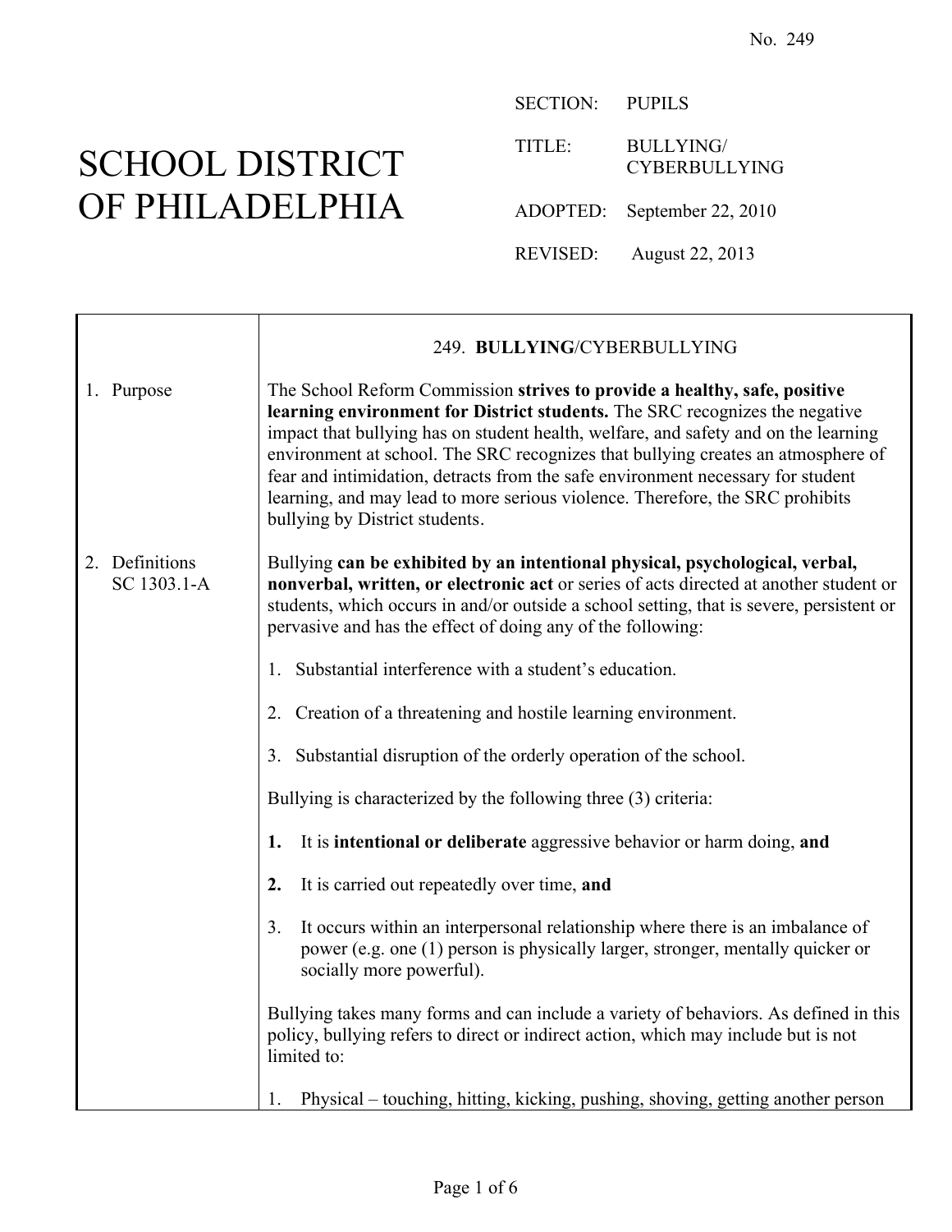No. 249

# SCHOOL DISTRICT OF PHILADELPHIA

SECTION: PUPILS

TITLE: BULLYING/ CYBERBULLYING

ADOPTED: September 22, 2010

REVISED: August 22, 2013

## 249. **BULLYING**/CYBERBULLYING

### 1. Purpose

The School Reform Commission **strives to provide a healthy, safe, positive learning environment for District students.** The SRC recognizes the negative impact that bullying has on student health, welfare, and safety and on the learning environment at school. The SRC recognizes that bullying creates an atmosphere of fear and intimidation, detracts from the safe environment necessary for student learning, and may lead to more serious violence. Therefore, the SRC prohibits bullying by District students.

### 2. Definitions

SC 1303.1-A

Bullying **can be exhibited by an intentional physical, psychological, verbal, nonverbal, written, or electronic act** or series of acts directed at another student or students, which occurs in and/or outside a school setting, that is severe, persistent or pervasive and has the effect of doing any of the following:

1. Substantial interference with a student's education.
2. Creation of a threatening and hostile learning environment.
3. Substantial disruption of the orderly operation of the school.

Bullying is characterized by the following three (3) criteria:

1. It is **intentional or deliberate** aggressive behavior or harm doing, **and**
2. It is carried out repeatedly over time, **and**
3. It occurs within an interpersonal relationship where there is an imbalance of power (e.g. one (1) person is physically larger, stronger, mentally quicker or socially more powerful).

Bullying takes many forms and can include a variety of behaviors. As defined in this policy, bullying refers to direct or indirect action, which may include but is not limited to:

1. Physical – touching, hitting, kicking, pushing, shoving, getting another person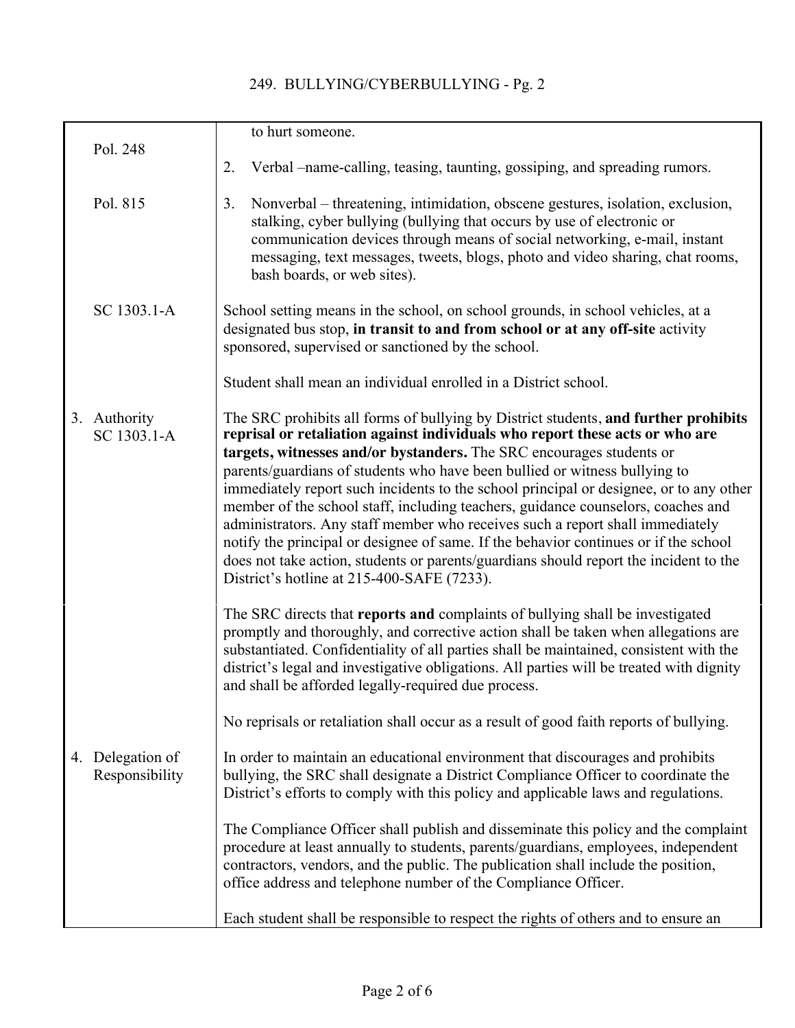| | |
|---|---|
| | to hurt someone. |
| Pol. 248 | 2. Verbal –name-calling, teasing, taunting, gossiping, and spreading rumors. |
| Pol. 815 | 3. Nonverbal – threatening, intimidation, obscene gestures, isolation, exclusion, stalking, cyber bullying (bullying that occurs by use of electronic or communication devices through means of social networking, e-mail, instant messaging, text messages, tweets, blogs, photo and video sharing, chat rooms, bash boards, or web sites). |
| SC 1303.1-A | School setting means in the school, on school grounds, in school vehicles, at a designated bus stop, **in transit to and from school or at any off-site** activity sponsored, supervised or sanctioned by the school.<br><br>Student shall mean an individual enrolled in a District school. |
| 3. Authority<br>SC 1303.1-A | The SRC prohibits all forms of bullying by District students, **and further prohibits reprisal or retaliation against individuals who report these acts or who are targets, witnesses and/or bystanders.** The SRC encourages students or parents/guardians of students who have been bullied or witness bullying to immediately report such incidents to the school principal or designee, or to any other member of the school staff, including teachers, guidance counselors, coaches and administrators. Any staff member who receives such a report shall immediately notify the principal or designee of same. If the behavior continues or if the school does not take action, students or parents/guardians should report the incident to the District's hotline at 215-400-SAFE (7233). |
| | The SRC directs that **reports and** complaints of bullying shall be investigated promptly and thoroughly, and corrective action shall be taken when allegations are substantiated. Confidentiality of all parties shall be maintained, consistent with the district's legal and investigative obligations. All parties will be treated with dignity and shall be afforded legally-required due process.<br><br>No reprisals or retaliation shall occur as a result of good faith reports of bullying. |
| 4. Delegation of Responsibility | In order to maintain an educational environment that discourages and prohibits bullying, the SRC shall designate a District Compliance Officer to coordinate the District's efforts to comply with this policy and applicable laws and regulations.<br><br>The Compliance Officer shall publish and disseminate this policy and the complaint procedure at least annually to students, parents/guardians, employees, independent contractors, vendors, and the public. The publication shall include the position, office address and telephone number of the Compliance Officer.<br><br>Each student shall be responsible to respect the rights of others and to ensure an |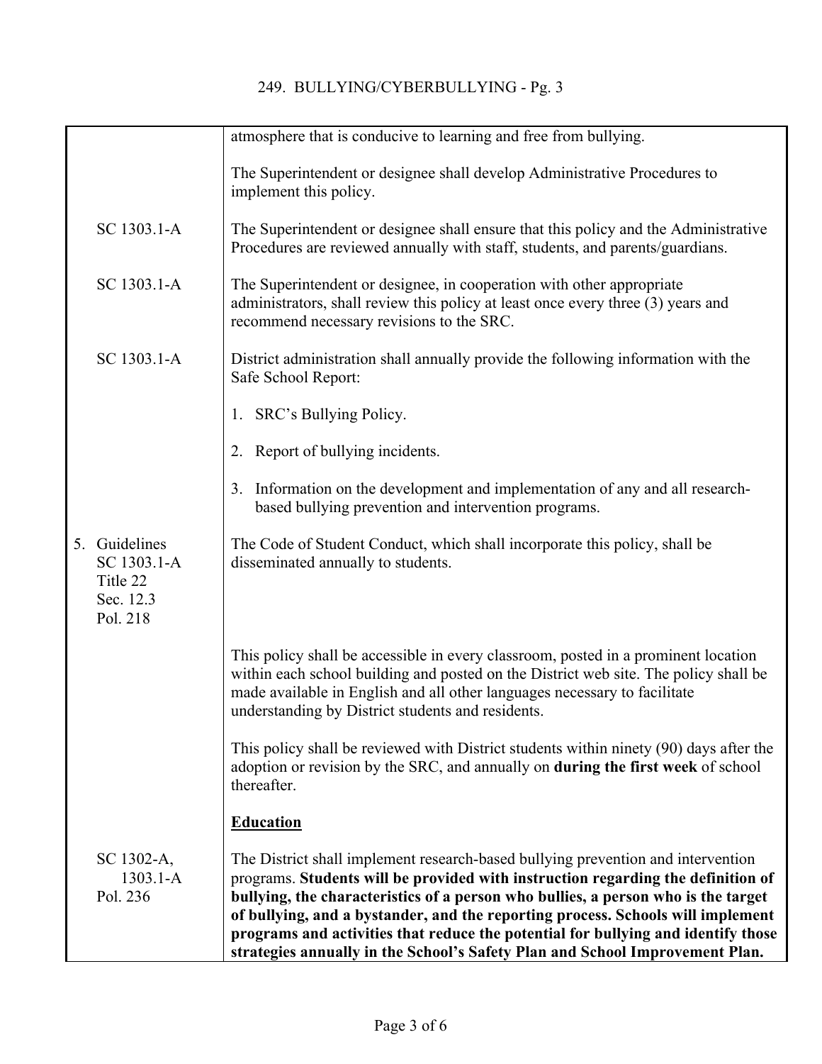atmosphere that is conducive to learning and free from bullying.

The Superintendent or designee shall develop Administrative Procedures to implement this policy.

SC 1303.1-A

The Superintendent or designee shall ensure that this policy and the Administrative Procedures are reviewed annually with staff, students, and parents/guardians.

SC 1303.1-A

The Superintendent or designee, in cooperation with other appropriate administrators, shall review this policy at least once every three (3) years and recommend necessary revisions to the SRC.

SC 1303.1-A

District administration shall annually provide the following information with the Safe School Report:

1. SRC's Bullying Policy.
2. Report of bullying incidents.
3. Information on the development and implementation of any and all research-based bullying prevention and intervention programs.

5. Guidelines
SC 1303.1-A
Title 22
Sec. 12.3
Pol. 218

The Code of Student Conduct, which shall incorporate this policy, shall be disseminated annually to students.

This policy shall be accessible in every classroom, posted in a prominent location within each school building and posted on the District web site. The policy shall be made available in English and all other languages necessary to facilitate understanding by District students and residents.

This policy shall be reviewed with District students within ninety (90) days after the adoption or revision by the SRC, and annually on **during the first week** of school thereafter.

**Education**

SC 1302-A,
1303.1-A
Pol. 236

The District shall implement research-based bullying prevention and intervention programs. **Students will be provided with instruction regarding the definition of bullying, the characteristics of a person who bullies, a person who is the target of bullying, and a bystander, and the reporting process. Schools will implement programs and activities that reduce the potential for bullying and identify those strategies annually in the School's Safety Plan and School Improvement Plan.**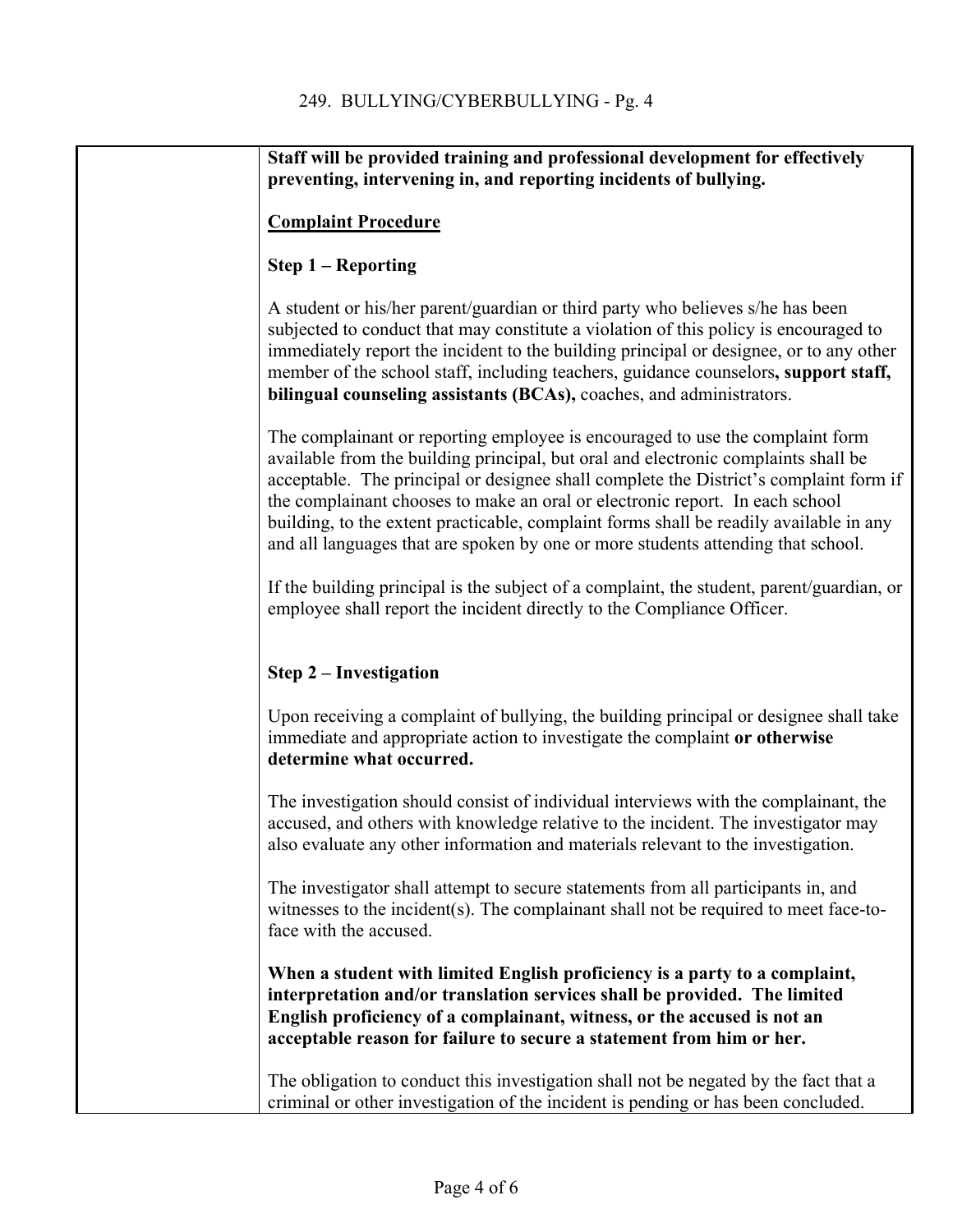**Staff will be provided training and professional development for effectively preventing, intervening in, and reporting incidents of bullying.**

**<u>Complaint Procedure</u>**

**Step 1 – Reporting**

A student or his/her parent/guardian or third party who believes s/he has been subjected to conduct that may constitute a violation of this policy is encouraged to immediately report the incident to the building principal or designee, or to any other member of the school staff, including teachers, guidance counselors**, support staff, bilingual counseling assistants (BCAs),** coaches, and administrators.

The complainant or reporting employee is encouraged to use the complaint form available from the building principal, but oral and electronic complaints shall be acceptable. The principal or designee shall complete the District's complaint form if the complainant chooses to make an oral or electronic report. In each school building, to the extent practicable, complaint forms shall be readily available in any and all languages that are spoken by one or more students attending that school.

If the building principal is the subject of a complaint, the student, parent/guardian, or employee shall report the incident directly to the Compliance Officer.

**Step 2 – Investigation**

Upon receiving a complaint of bullying, the building principal or designee shall take immediate and appropriate action to investigate the complaint **or otherwise determine what occurred.**

The investigation should consist of individual interviews with the complainant, the accused, and others with knowledge relative to the incident. The investigator may also evaluate any other information and materials relevant to the investigation.

The investigator shall attempt to secure statements from all participants in, and witnesses to the incident(s). The complainant shall not be required to meet face-to-face with the accused.

**When a student with limited English proficiency is a party to a complaint, interpretation and/or translation services shall be provided. The limited English proficiency of a complainant, witness, or the accused is not an acceptable reason for failure to secure a statement from him or her.**

The obligation to conduct this investigation shall not be negated by the fact that a criminal or other investigation of the incident is pending or has been concluded.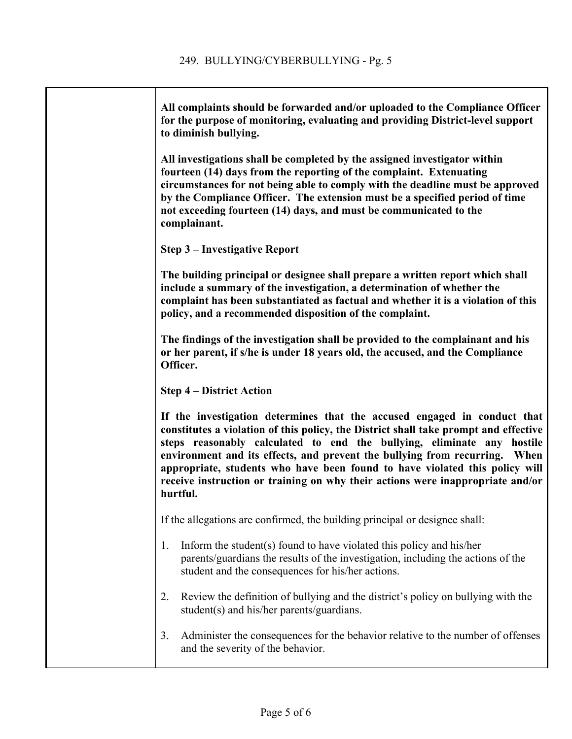**All complaints should be forwarded and/or uploaded to the Compliance Officer for the purpose of monitoring, evaluating and providing District-level support to diminish bullying.**

**All investigations shall be completed by the assigned investigator within fourteen (14) days from the reporting of the complaint. Extenuating circumstances for not being able to comply with the deadline must be approved by the Compliance Officer. The extension must be a specified period of time not exceeding fourteen (14) days, and must be communicated to the complainant.**

**Step 3 – Investigative Report**

**The building principal or designee shall prepare a written report which shall include a summary of the investigation, a determination of whether the complaint has been substantiated as factual and whether it is a violation of this policy, and a recommended disposition of the complaint.**

**The findings of the investigation shall be provided to the complainant and his or her parent, if s/he is under 18 years old, the accused, and the Compliance Officer.**

**Step 4 – District Action**

**If the investigation determines that the accused engaged in conduct that constitutes a violation of this policy, the District shall take prompt and effective steps reasonably calculated to end the bullying, eliminate any hostile environment and its effects, and prevent the bullying from recurring. When appropriate, students who have been found to have violated this policy will receive instruction or training on why their actions were inappropriate and/or hurtful.**

If the allegations are confirmed, the building principal or designee shall:

1. Inform the student(s) found to have violated this policy and his/her parents/guardians the results of the investigation, including the actions of the student and the consequences for his/her actions.

2. Review the definition of bullying and the district's policy on bullying with the student(s) and his/her parents/guardians.

3. Administer the consequences for the behavior relative to the number of offenses and the severity of the behavior.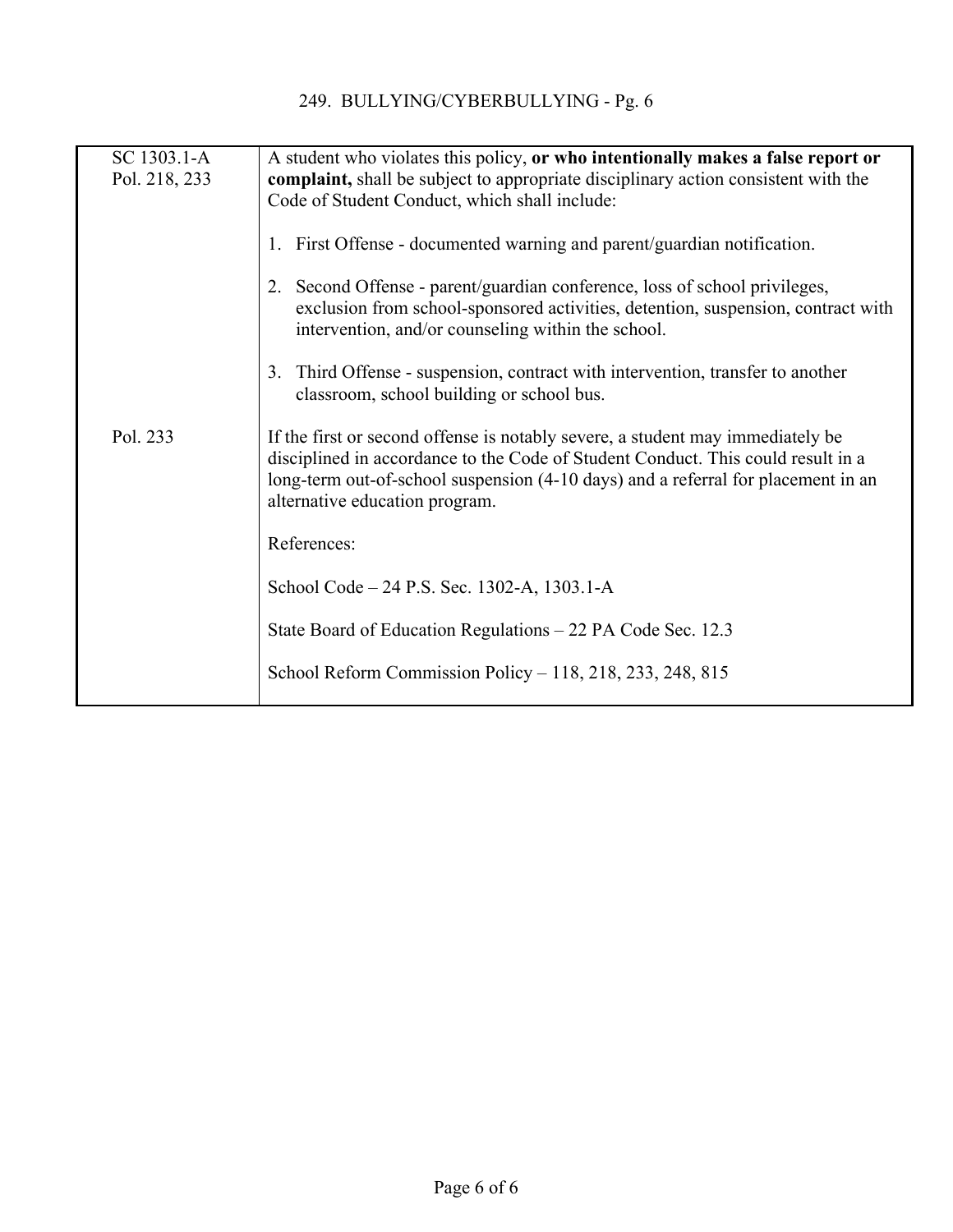| | |
|---|---|
| SC 1303.1-A<br>Pol. 218, 233 | A student who violates this policy, **or who intentionally makes a false report or complaint,** shall be subject to appropriate disciplinary action consistent with the Code of Student Conduct, which shall include:<br><br>1. First Offense - documented warning and parent/guardian notification.<br><br>2. Second Offense - parent/guardian conference, loss of school privileges, exclusion from school-sponsored activities, detention, suspension, contract with intervention, and/or counseling within the school.<br><br>3. Third Offense - suspension, contract with intervention, transfer to another classroom, school building or school bus. |
| Pol. 233 | If the first or second offense is notably severe, a student may immediately be disciplined in accordance to the Code of Student Conduct. This could result in a long-term out-of-school suspension (4-10 days) and a referral for placement in an alternative education program.<br><br>References:<br><br>School Code – 24 P.S. Sec. 1302-A, 1303.1-A<br><br>State Board of Education Regulations – 22 PA Code Sec. 12.3<br><br>School Reform Commission Policy – 118, 218, 233, 248, 815 |